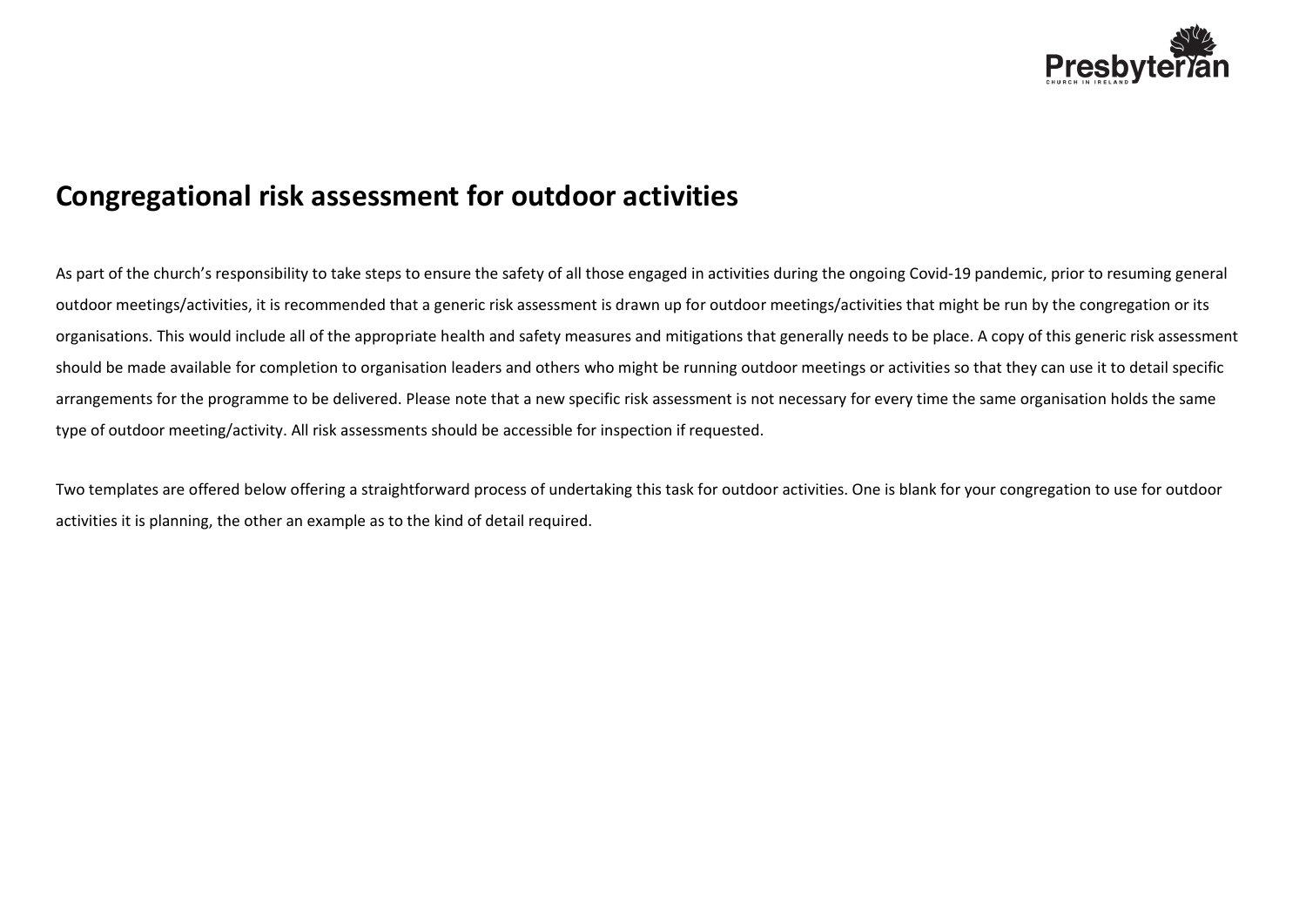# Congregational risk assessment for outdoor activities

As part of the church's responsibility to take steps to ensure the safety of all those engaged in activities during the ongoing Covid-19 pandemic, prior to resuming general outdoor meetings/activities, it is recommended that a generic risk assessment is drawn up for outdoor meetings/activities that might be run by the congregation or its organisations. This would include all of the appropriate health and safety measures and mitigations that generally needs to be place. A copy of this generic risk assessment should be made available for completion to organisation leaders and others who might be running outdoor meetings or activities so that they can use it to detail specific arrangements for the programme to be delivered. Please note that a new specific risk assessment is not necessary for every time the same organisation holds the same type of outdoor meeting/activity. All risk assessments should be accessible for inspection if requested.

Two templates are offered below offering a straightforward process of undertaking this task for outdoor activities. One is blank for your congregation to use for outdoor activities it is planning, the other an example as to the kind of detail required.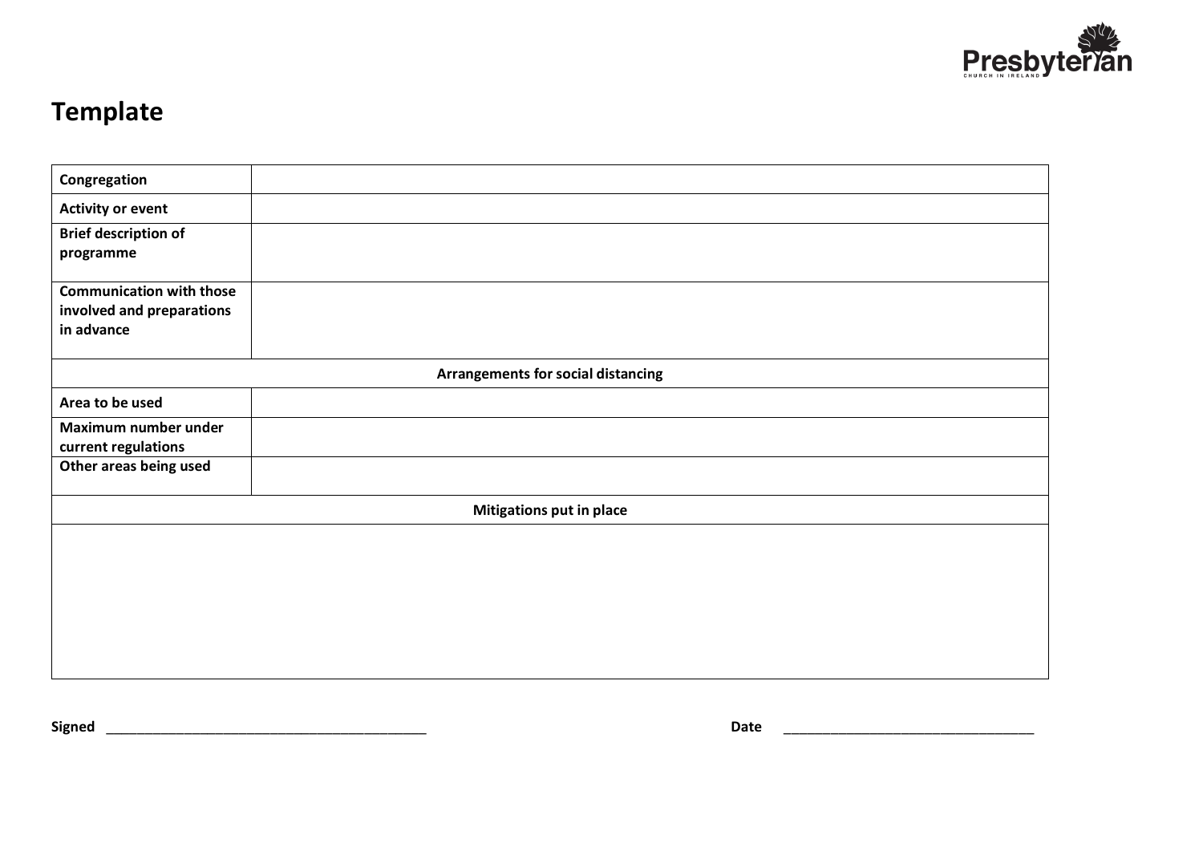# Template

| Congregation | |
|---|---|
| **Activity or event** | |
| **Brief description of programme** | |
| **Communication with those involved and preparations in advance** | |
| **Arrangements for social distancing** | |
| **Area to be used** | |
| **Maximum number under current regulations** | |
| **Other areas being used** | |
| **Mitigations put in place** | |
| | |

**Signed** ___________________________________________ **Date** __________________________________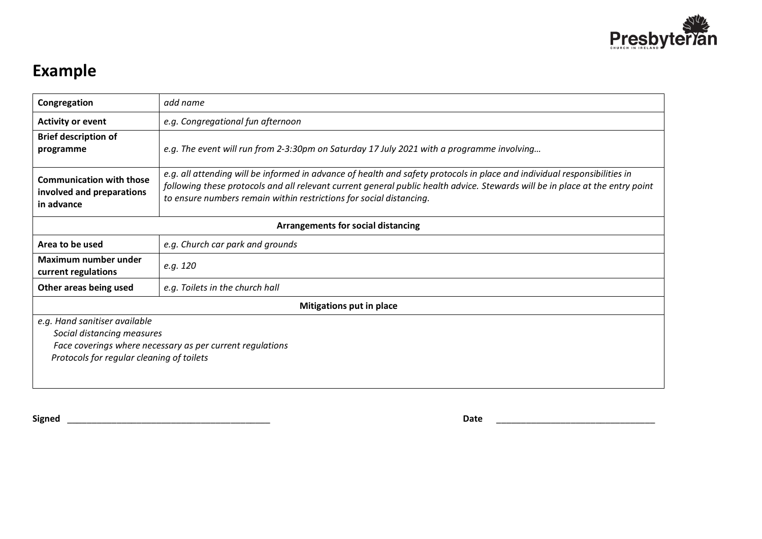## Example

| | |
|---|---|
| **Congregation** | *add name* |
| **Activity or event** | *e.g. Congregational fun afternoon* |
| **Brief description of programme** | *e.g. The event will run from 2-3:30pm on Saturday 17 July 2021 with a programme involving…* |
| **Communication with those involved and preparations in advance** | *e.g. all attending will be informed in advance of health and safety protocols in place and individual responsibilities in following these protocols and all relevant current general public health advice. Stewards will be in place at the entry point to ensure numbers remain within restrictions for social distancing.* |
| **Arrangements for social distancing** | |
| **Area to be used** | *e.g. Church car park and grounds* |
| **Maximum number under current regulations** | *e.g. 120* |
| **Other areas being used** | *e.g. Toilets in the church hall* |
| **Mitigations put in place** | |
| *e.g. Hand sanitiser available<br>Social distancing measures<br>Face coverings where necessary as per current regulations<br>Protocols for regular cleaning of toilets* | |

**Signed** ________________________________________ **Date** ________________________________